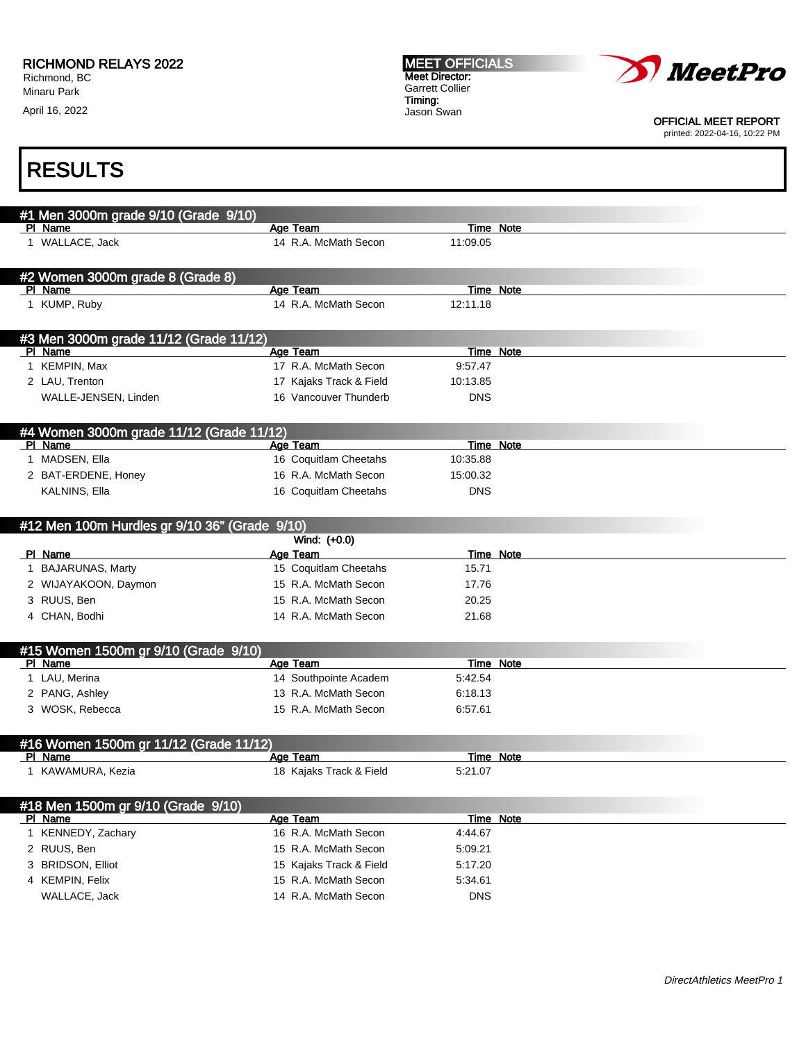RICHMOND RELAYS 2022
Richmond, BC
Minaru Park

April 16, 2022

MEET OFFICIALS
Meet Director:
Garrett Collier
Timing:
Jason Swan

OFFICIAL MEET REPORT
printed: 2022-04-16, 10:22 PM

# RESULTS

## #1 Men 3000m grade 9/10 (Grade 9/10)

| Pl | Name | Age | Team | Time | Note |
|---|---|---|---|---|---|
| 1 | WALLACE, Jack | 14 | R.A. McMath Secon | 11:09.05 | |

## #2 Women 3000m grade 8 (Grade 8)

| Pl | Name | Age | Team | Time | Note |
|---|---|---|---|---|---|
| 1 | KUMP, Ruby | 14 | R.A. McMath Secon | 12:11.18 | |

## #3 Men 3000m grade 11/12 (Grade 11/12)

| Pl | Name | Age | Team | Time | Note |
|---|---|---|---|---|---|
| 1 | KEMPIN, Max | 17 | R.A. McMath Secon | 9:57.47 | |
| 2 | LAU, Trenton | 17 | Kajaks Track & Field | 10:13.85 | |
| | WALLE-JENSEN, Linden | 16 | Vancouver Thunderb | DNS | |

## #4 Women 3000m grade 11/12 (Grade 11/12)

| Pl | Name | Age | Team | Time | Note |
|---|---|---|---|---|---|
| 1 | MADSEN, Ella | 16 | Coquitlam Cheetahs | 10:35.88 | |
| 2 | BAT-ERDENE, Honey | 16 | R.A. McMath Secon | 15:00.32 | |
| | KALNINS, Ella | 16 | Coquitlam Cheetahs | DNS | |

## #12 Men 100m Hurdles gr 9/10 36" (Grade 9/10)

Wind: (+0.0)

| Pl | Name | Age | Team | Time | Note |
|---|---|---|---|---|---|
| 1 | BAJARUNAS, Marty | 15 | Coquitlam Cheetahs | 15.71 | |
| 2 | WIJAYAKOON, Daymon | 15 | R.A. McMath Secon | 17.76 | |
| 3 | RUUS, Ben | 15 | R.A. McMath Secon | 20.25 | |
| 4 | CHAN, Bodhi | 14 | R.A. McMath Secon | 21.68 | |

## #15 Women 1500m gr 9/10 (Grade 9/10)

| Pl | Name | Age | Team | Time | Note |
|---|---|---|---|---|---|
| 1 | LAU, Merina | 14 | Southpointe Academ | 5:42.54 | |
| 2 | PANG, Ashley | 13 | R.A. McMath Secon | 6:18.13 | |
| 3 | WOSK, Rebecca | 15 | R.A. McMath Secon | 6:57.61 | |

## #16 Women 1500m gr 11/12 (Grade 11/12)

| Pl | Name | Age | Team | Time | Note |
|---|---|---|---|---|---|
| 1 | KAWAMURA, Kezia | 18 | Kajaks Track & Field | 5:21.07 | |

## #18 Men 1500m gr 9/10 (Grade 9/10)

| Pl | Name | Age | Team | Time | Note |
|---|---|---|---|---|---|
| 1 | KENNEDY, Zachary | 16 | R.A. McMath Secon | 4:44.67 | |
| 2 | RUUS, Ben | 15 | R.A. McMath Secon | 5:09.21 | |
| 3 | BRIDSON, Elliot | 15 | Kajaks Track & Field | 5:17.20 | |
| 4 | KEMPIN, Felix | 15 | R.A. McMath Secon | 5:34.61 | |
| | WALLACE, Jack | 14 | R.A. McMath Secon | DNS | |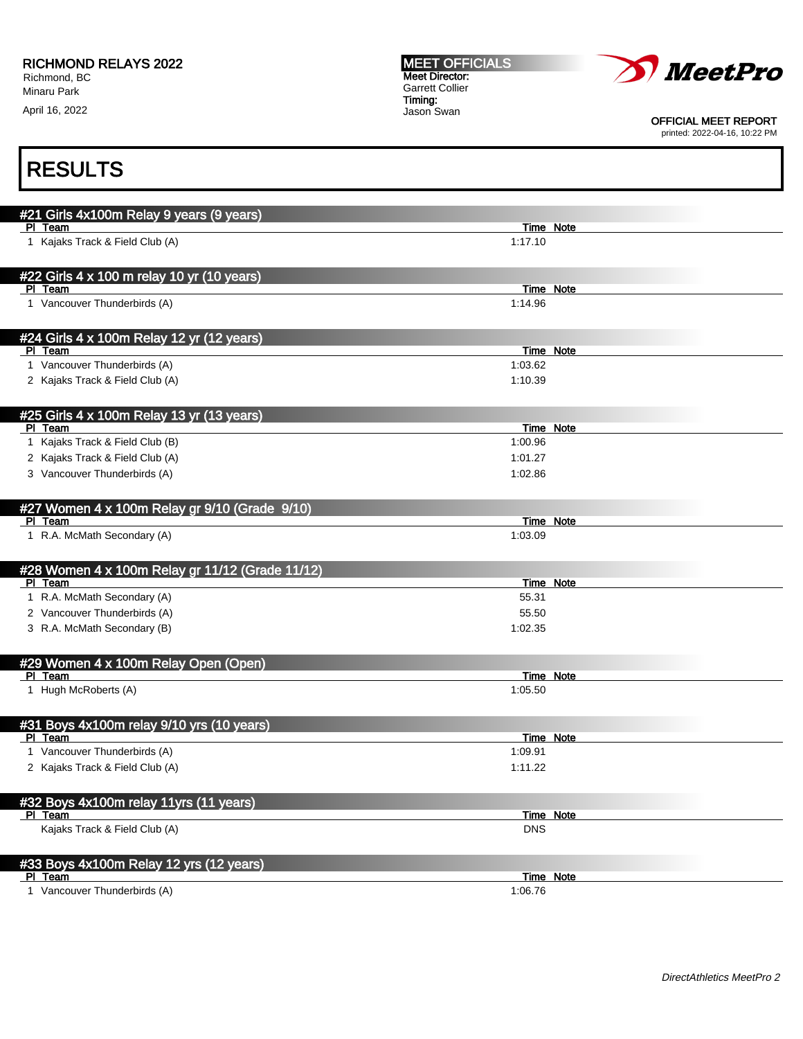RICHMOND RELAYS 2022
Richmond, BC
Minaru Park
April 16, 2022

MEET OFFICIALS
Meet Director:
Garrett Collier
Timing:
Jason Swan

OFFICIAL MEET REPORT
printed: 2022-04-16, 10:22 PM

# RESULTS

## #21 Girls 4x100m Relay 9 years (9 years)

| Pl | Team | Time | Note |
|---|---|---|---|
| 1 | Kajaks Track & Field Club (A) | 1:17.10 | |

## #22 Girls 4 x 100 m relay 10 yr (10 years)

| Pl | Team | Time | Note |
|---|---|---|---|
| 1 | Vancouver Thunderbirds (A) | 1:14.96 | |

## #24 Girls 4 x 100m Relay 12 yr (12 years)

| Pl | Team | Time | Note |
|---|---|---|---|
| 1 | Vancouver Thunderbirds (A) | 1:03.62 | |
| 2 | Kajaks Track & Field Club (A) | 1:10.39 | |

## #25 Girls 4 x 100m Relay 13 yr (13 years)

| Pl | Team | Time | Note |
|---|---|---|---|
| 1 | Kajaks Track & Field Club (B) | 1:00.96 | |
| 2 | Kajaks Track & Field Club (A) | 1:01.27 | |
| 3 | Vancouver Thunderbirds (A) | 1:02.86 | |

## #27 Women 4 x 100m Relay gr 9/10 (Grade 9/10)

| Pl | Team | Time | Note |
|---|---|---|---|
| 1 | R.A. McMath Secondary (A) | 1:03.09 | |

## #28 Women 4 x 100m Relay gr 11/12 (Grade 11/12)

| Pl | Team | Time | Note |
|---|---|---|---|
| 1 | R.A. McMath Secondary (A) | 55.31 | |
| 2 | Vancouver Thunderbirds (A) | 55.50 | |
| 3 | R.A. McMath Secondary (B) | 1:02.35 | |

## #29 Women 4 x 100m Relay Open (Open)

| Pl | Team | Time | Note |
|---|---|---|---|
| 1 | Hugh McRoberts (A) | 1:05.50 | |

## #31 Boys 4x100m relay 9/10 yrs (10 years)

| Pl | Team | Time | Note |
|---|---|---|---|
| 1 | Vancouver Thunderbirds (A) | 1:09.91 | |
| 2 | Kajaks Track & Field Club (A) | 1:11.22 | |

## #32 Boys 4x100m relay 11yrs (11 years)

| Pl | Team | Time | Note |
|---|---|---|---|
| | Kajaks Track & Field Club (A) | DNS | |

## #33 Boys 4x100m Relay 12 yrs (12 years)

| Pl | Team | Time | Note |
|---|---|---|---|
| 1 | Vancouver Thunderbirds (A) | 1:06.76 | |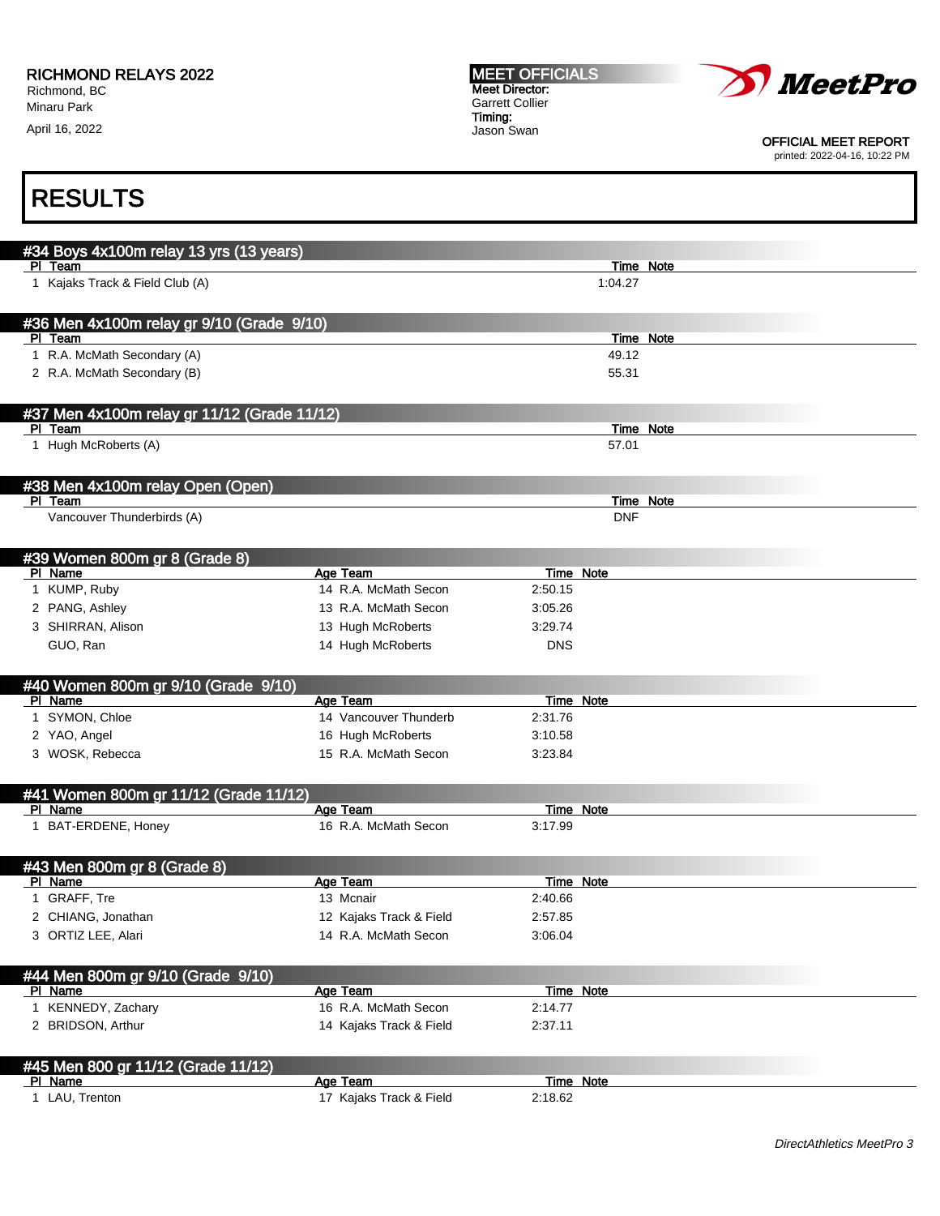RICHMOND RELAYS 2022
Richmond, BC
Minaru Park
April 16, 2022

MEET OFFICIALS
Meet Director:
Garrett Collier
Timing:
Jason Swan

OFFICIAL MEET REPORT
printed: 2022-04-16, 10:22 PM

# RESULTS

## #34 Boys 4x100m relay 13 yrs (13 years)

| Pl | Team | Time | Note |
|---|---|---|---|
| 1 | Kajaks Track & Field Club (A) | 1:04.27 | |

## #36 Men 4x100m relay gr 9/10 (Grade 9/10)

| Pl | Team | Time | Note |
|---|---|---|---|
| 1 | R.A. McMath Secondary (A) | 49.12 | |
| 2 | R.A. McMath Secondary (B) | 55.31 | |

## #37 Men 4x100m relay gr 11/12 (Grade 11/12)

| Pl | Team | Time | Note |
|---|---|---|---|
| 1 | Hugh McRoberts (A) | 57.01 | |

## #38 Men 4x100m relay Open (Open)

| Pl | Team | Time | Note |
|---|---|---|---|
| | Vancouver Thunderbirds (A) | DNF | |

## #39 Women 800m gr 8 (Grade 8)

| Pl | Name | Age | Team | Time | Note |
|---|---|---|---|---|---|
| 1 | KUMP, Ruby | 14 | R.A. McMath Secon | 2:50.15 | |
| 2 | PANG, Ashley | 13 | R.A. McMath Secon | 3:05.26 | |
| 3 | SHIRRAN, Alison | 13 | Hugh McRoberts | 3:29.74 | |
| | GUO, Ran | 14 | Hugh McRoberts | DNS | |

## #40 Women 800m gr 9/10 (Grade 9/10)

| Pl | Name | Age | Team | Time | Note |
|---|---|---|---|---|---|
| 1 | SYMON, Chloe | 14 | Vancouver Thunderb | 2:31.76 | |
| 2 | YAO, Angel | 16 | Hugh McRoberts | 3:10.58 | |
| 3 | WOSK, Rebecca | 15 | R.A. McMath Secon | 3:23.84 | |

## #41 Women 800m gr 11/12 (Grade 11/12)

| Pl | Name | Age | Team | Time | Note |
|---|---|---|---|---|---|
| 1 | BAT-ERDENE, Honey | 16 | R.A. McMath Secon | 3:17.99 | |

## #43 Men 800m gr 8 (Grade 8)

| Pl | Name | Age | Team | Time | Note |
|---|---|---|---|---|---|
| 1 | GRAFF, Tre | 13 | Mcnair | 2:40.66 | |
| 2 | CHIANG, Jonathan | 12 | Kajaks Track & Field | 2:57.85 | |
| 3 | ORTIZ LEE, Alari | 14 | R.A. McMath Secon | 3:06.04 | |

## #44 Men 800m gr 9/10 (Grade 9/10)

| Pl | Name | Age | Team | Time | Note |
|---|---|---|---|---|---|
| 1 | KENNEDY, Zachary | 16 | R.A. McMath Secon | 2:14.77 | |
| 2 | BRIDSON, Arthur | 14 | Kajaks Track & Field | 2:37.11 | |

## #45 Men 800 gr 11/12 (Grade 11/12)

| Pl | Name | Age | Team | Time | Note |
|---|---|---|---|---|---|
| 1 | LAU, Trenton | 17 | Kajaks Track & Field | 2:18.62 | |

*DirectAthletics MeetPro 3*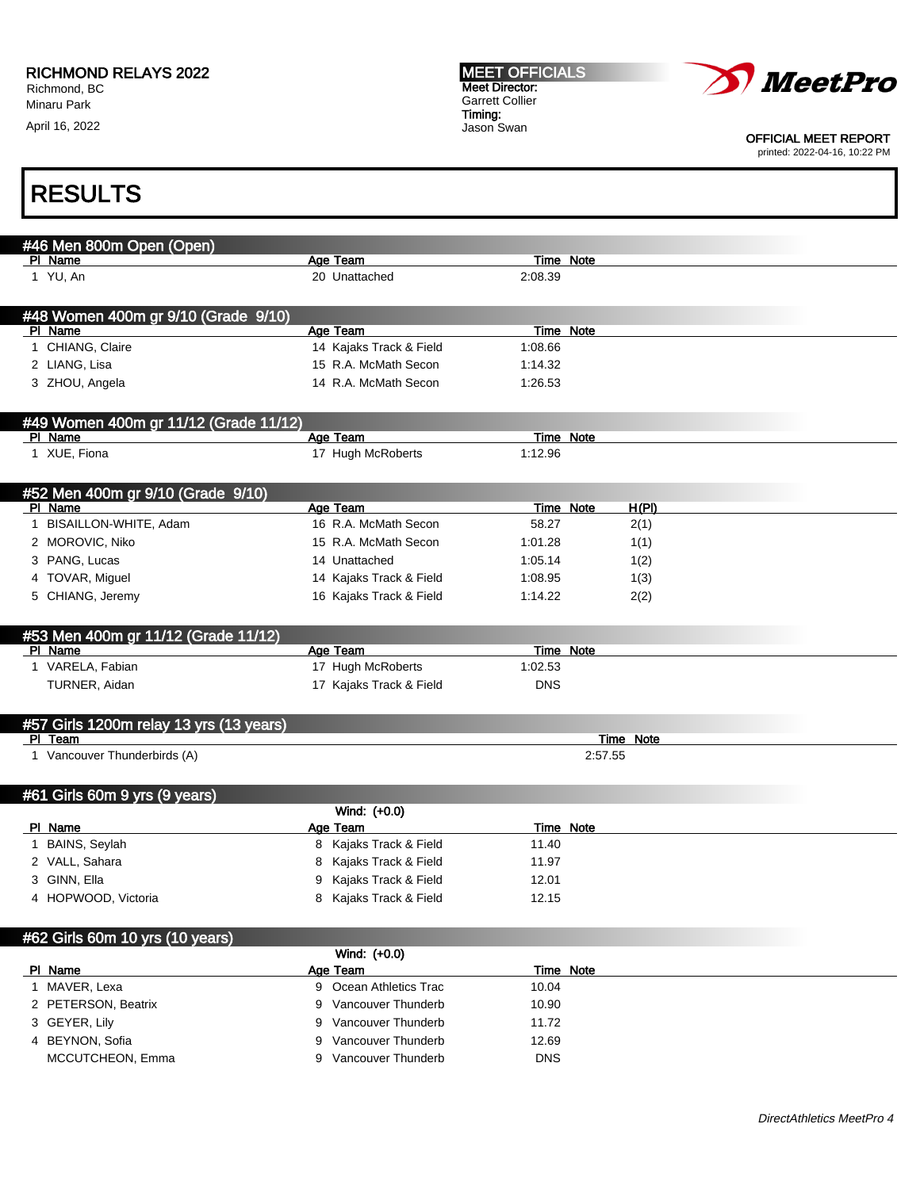RICHMOND RELAYS 2022
Richmond, BC
Minaru Park

April 16, 2022

**MEET OFFICIALS**
Meet Director:
Garrett Collier
Timing:
Jason Swan

OFFICIAL MEET REPORT
printed: 2022-04-16, 10:22 PM

# RESULTS

## #46 Men 800m Open (Open)

| Pl | Name | Age | Team | Time | Note |
|---|---|---|---|---|---|
| 1 | YU, An | 20 | Unattached | 2:08.39 | |

## #48 Women 400m gr 9/10 (Grade 9/10)

| Pl | Name | Age | Team | Time | Note |
|---|---|---|---|---|---|
| 1 | CHIANG, Claire | 14 | Kajaks Track & Field | 1:08.66 | |
| 2 | LIANG, Lisa | 15 | R.A. McMath Secon | 1:14.32 | |
| 3 | ZHOU, Angela | 14 | R.A. McMath Secon | 1:26.53 | |

## #49 Women 400m gr 11/12 (Grade 11/12)

| Pl | Name | Age | Team | Time | Note |
|---|---|---|---|---|---|
| 1 | XUE, Fiona | 17 | Hugh McRoberts | 1:12.96 | |

## #52 Men 400m gr 9/10 (Grade 9/10)

| Pl | Name | Age | Team | Time | Note | H(Pl) |
|---|---|---|---|---|---|---|
| 1 | BISAILLON-WHITE, Adam | 16 | R.A. McMath Secon | 58.27 | | 2(1) |
| 2 | MOROVIC, Niko | 15 | R.A. McMath Secon | 1:01.28 | | 1(1) |
| 3 | PANG, Lucas | 14 | Unattached | 1:05.14 | | 1(2) |
| 4 | TOVAR, Miguel | 14 | Kajaks Track & Field | 1:08.95 | | 1(3) |
| 5 | CHIANG, Jeremy | 16 | Kajaks Track & Field | 1:14.22 | | 2(2) |

## #53 Men 400m gr 11/12 (Grade 11/12)

| Pl | Name | Age | Team | Time | Note |
|---|---|---|---|---|---|
| 1 | VARELA, Fabian | 17 | Hugh McRoberts | 1:02.53 | |
| | TURNER, Aidan | 17 | Kajaks Track & Field | DNS | |

## #57 Girls 1200m relay 13 yrs (13 years)

| Pl | Team | Time | Note |
|---|---|---|---|
| 1 | Vancouver Thunderbirds (A) | 2:57.55 | |

## #61 Girls 60m 9 yrs (9 years)

Wind: (+0.0)

| Pl | Name | Age | Team | Time | Note |
|---|---|---|---|---|---|
| 1 | BAINS, Seylah | 8 | Kajaks Track & Field | 11.40 | |
| 2 | VALL, Sahara | 8 | Kajaks Track & Field | 11.97 | |
| 3 | GINN, Ella | 9 | Kajaks Track & Field | 12.01 | |
| 4 | HOPWOOD, Victoria | 8 | Kajaks Track & Field | 12.15 | |

## #62 Girls 60m 10 yrs (10 years)

Wind: (+0.0)

| Pl | Name | Age | Team | Time | Note |
|---|---|---|---|---|---|
| 1 | MAVER, Lexa | 9 | Ocean Athletics Trac | 10.04 | |
| 2 | PETERSON, Beatrix | 9 | Vancouver Thunderb | 10.90 | |
| 3 | GEYER, Lily | 9 | Vancouver Thunderb | 11.72 | |
| 4 | BEYNON, Sofia | 9 | Vancouver Thunderb | 12.69 | |
| | MCCUTCHEON, Emma | 9 | Vancouver Thunderb | DNS | |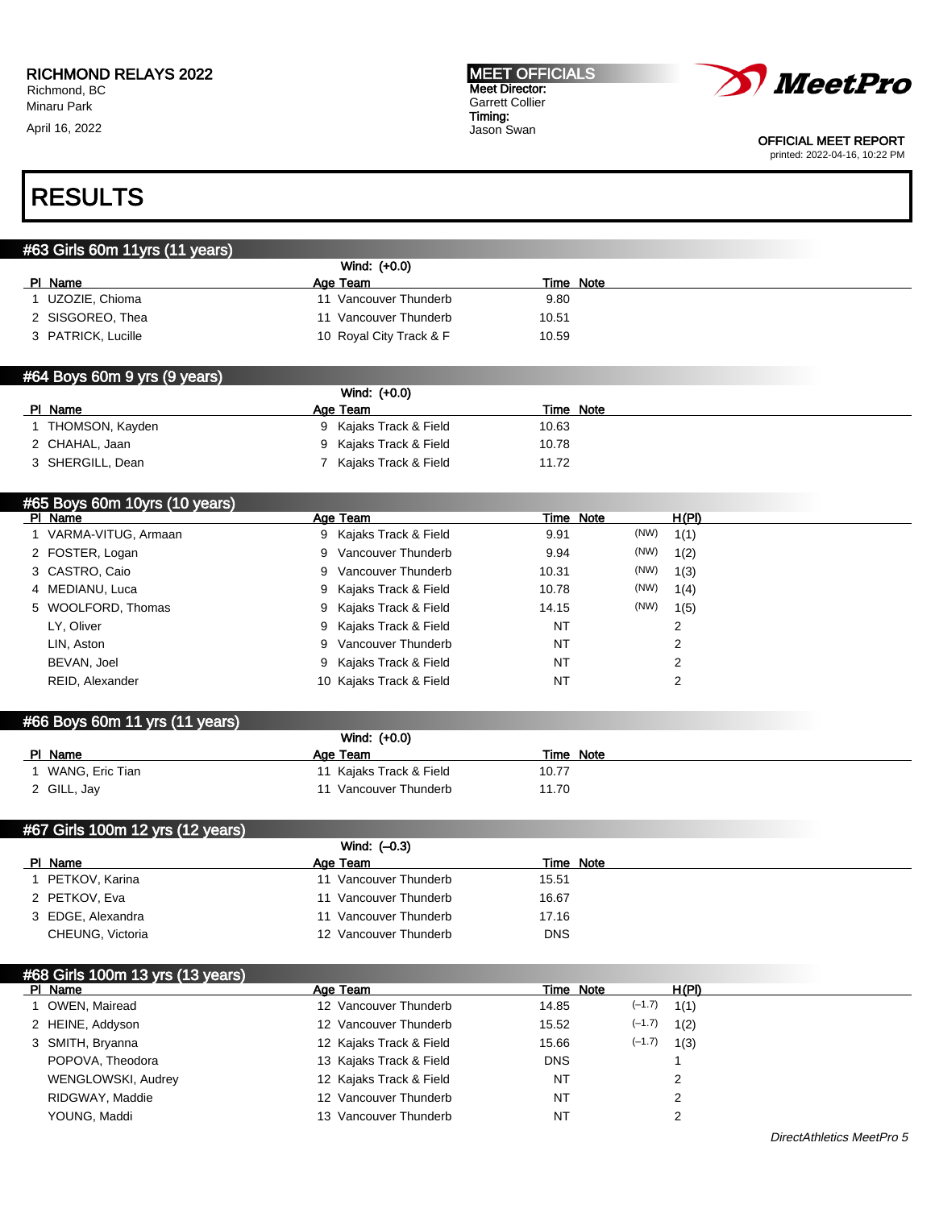RICHMOND RELAYS 2022
Richmond, BC
Minaru Park
April 16, 2022

MEET OFFICIALS
Meet Director:
Garrett Collier
Timing:
Jason Swan

OFFICIAL MEET REPORT
printed: 2022-04-16, 10:22 PM

# RESULTS

## #63 Girls 60m 11yrs (11 years)

Wind: (+0.0)

| Pl | Name | Age | Team | Time | Note |
|---|---|---|---|---|---|
| 1 | UZOZIE, Chioma | 11 | Vancouver Thunderb | 9.80 | |
| 2 | SISGOREO, Thea | 11 | Vancouver Thunderb | 10.51 | |
| 3 | PATRICK, Lucille | 10 | Royal City Track & F | 10.59 | |

## #64 Boys 60m 9 yrs (9 years)

Wind: (+0.0)

| Pl | Name | Age | Team | Time | Note |
|---|---|---|---|---|---|
| 1 | THOMSON, Kayden | 9 | Kajaks Track & Field | 10.63 | |
| 2 | CHAHAL, Jaan | 9 | Kajaks Track & Field | 10.78 | |
| 3 | SHERGILL, Dean | 7 | Kajaks Track & Field | 11.72 | |

## #65 Boys 60m 10yrs (10 years)

| Pl | Name | Age | Team | Time | Note | | H(Pl) |
|---|---|---|---|---|---|---|---|
| 1 | VARMA-VITUG, Armaan | 9 | Kajaks Track & Field | 9.91 | | (NW) | 1(1) |
| 2 | FOSTER, Logan | 9 | Vancouver Thunderb | 9.94 | | (NW) | 1(2) |
| 3 | CASTRO, Caio | 9 | Vancouver Thunderb | 10.31 | | (NW) | 1(3) |
| 4 | MEDIANU, Luca | 9 | Kajaks Track & Field | 10.78 | | (NW) | 1(4) |
| 5 | WOOLFORD, Thomas | 9 | Kajaks Track & Field | 14.15 | | (NW) | 1(5) |
| | LY, Oliver | 9 | Kajaks Track & Field | NT | | | 2 |
| | LIN, Aston | 9 | Vancouver Thunderb | NT | | | 2 |
| | BEVAN, Joel | 9 | Kajaks Track & Field | NT | | | 2 |
| | REID, Alexander | 10 | Kajaks Track & Field | NT | | | 2 |

## #66 Boys 60m 11 yrs (11 years)

Wind: (+0.0)

| Pl | Name | Age | Team | Time | Note |
|---|---|---|---|---|---|
| 1 | WANG, Eric Tian | 11 | Kajaks Track & Field | 10.77 | |
| 2 | GILL, Jay | 11 | Vancouver Thunderb | 11.70 | |

## #67 Girls 100m 12 yrs (12 years)

Wind: (–0.3)

| Pl | Name | Age | Team | Time | Note |
|---|---|---|---|---|---|
| 1 | PETKOV, Karina | 11 | Vancouver Thunderb | 15.51 | |
| 2 | PETKOV, Eva | 11 | Vancouver Thunderb | 16.67 | |
| 3 | EDGE, Alexandra | 11 | Vancouver Thunderb | 17.16 | |
| | CHEUNG, Victoria | 12 | Vancouver Thunderb | DNS | |

## #68 Girls 100m 13 yrs (13 years)

| Pl | Name | Age | Team | Time | Note | | H(Pl) |
|---|---|---|---|---|---|---|---|
| 1 | OWEN, Mairead | 12 | Vancouver Thunderb | 14.85 | | (–1.7) | 1(1) |
| 2 | HEINE, Addyson | 12 | Vancouver Thunderb | 15.52 | | (–1.7) | 1(2) |
| 3 | SMITH, Bryanna | 12 | Kajaks Track & Field | 15.66 | | (–1.7) | 1(3) |
| | POPOVA, Theodora | 13 | Kajaks Track & Field | DNS | | | 1 |
| | WENGLOWSKI, Audrey | 12 | Kajaks Track & Field | NT | | | 2 |
| | RIDGWAY, Maddie | 12 | Vancouver Thunderb | NT | | | 2 |
| | YOUNG, Maddi | 13 | Vancouver Thunderb | NT | | | 2 |

*DirectAthletics MeetPro 5*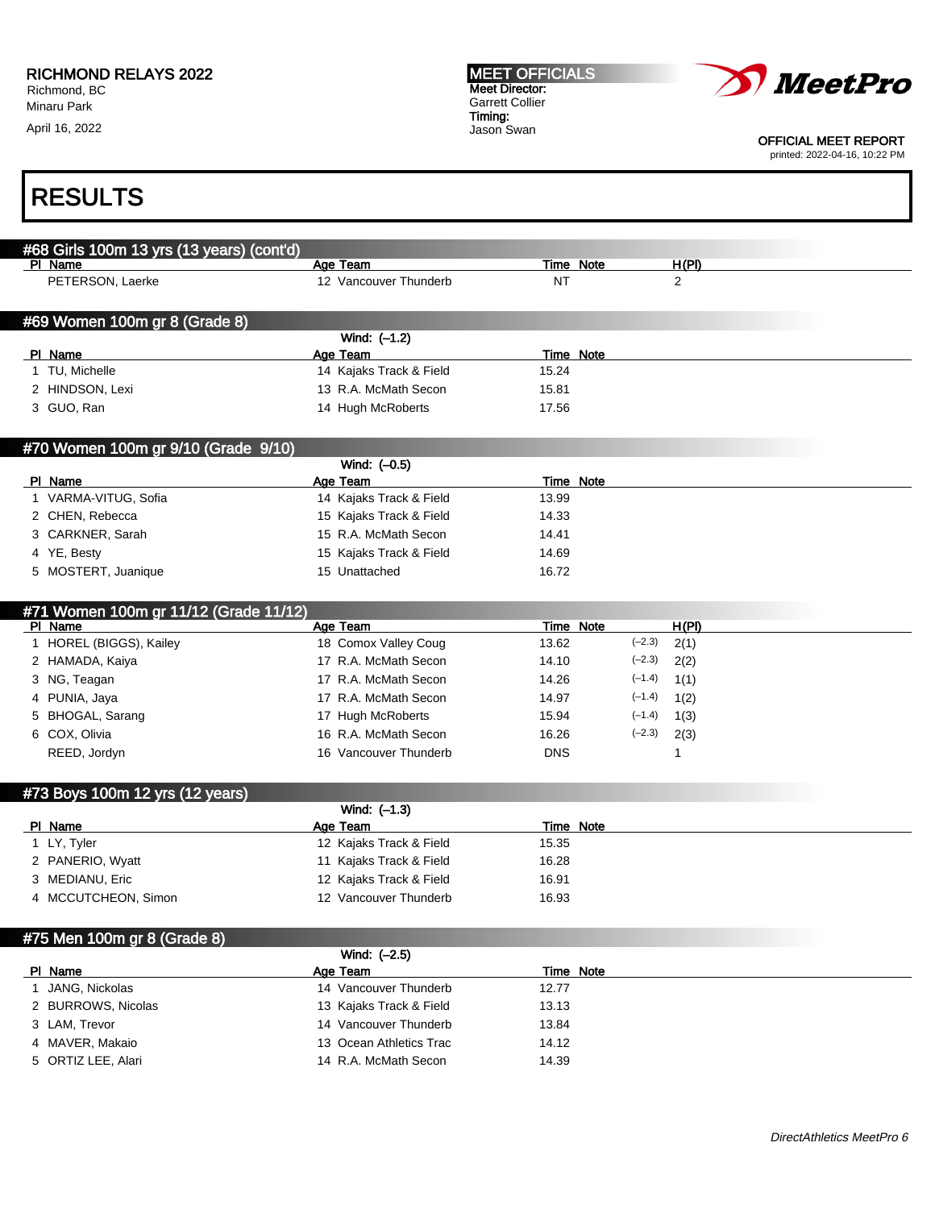RICHMOND RELAYS 2022
Richmond, BC
Minaru Park
April 16, 2022

**MEET OFFICIALS**
Meet Director:
Garrett Collier
Timing:
Jason Swan

OFFICIAL MEET REPORT
printed: 2022-04-16, 10:22 PM

# RESULTS

## #68 Girls 100m 13 yrs (13 years) (cont'd)

| Pl | Name | Age | Team | Time | Note | H(Pl) |
|---|---|---|---|---|---|---|
| | PETERSON, Laerke | 12 | Vancouver Thunderb | NT | | 2 |

## #69 Women 100m gr 8 (Grade 8)

Wind: (–1.2)

| Pl | Name | Age | Team | Time | Note |
|---|---|---|---|---|---|
| 1 | TU, Michelle | 14 | Kajaks Track & Field | 15.24 | |
| 2 | HINDSON, Lexi | 13 | R.A. McMath Secon | 15.81 | |
| 3 | GUO, Ran | 14 | Hugh McRoberts | 17.56 | |

## #70 Women 100m gr 9/10 (Grade 9/10)

Wind: (–0.5)

| Pl | Name | Age | Team | Time | Note |
|---|---|---|---|---|---|
| 1 | VARMA-VITUG, Sofia | 14 | Kajaks Track & Field | 13.99 | |
| 2 | CHEN, Rebecca | 15 | Kajaks Track & Field | 14.33 | |
| 3 | CARKNER, Sarah | 15 | R.A. McMath Secon | 14.41 | |
| 4 | YE, Besty | 15 | Kajaks Track & Field | 14.69 | |
| 5 | MOSTERT, Juanique | 15 | Unattached | 16.72 | |

## #71 Women 100m gr 11/12 (Grade 11/12)

| Pl | Name | Age | Team | Time | Note | Wind | H(Pl) |
|---|---|---|---|---|---|---|---|
| 1 | HOREL (BIGGS), Kailey | 18 | Comox Valley Coug | 13.62 | | (–2.3) | 2(1) |
| 2 | HAMADA, Kaiya | 17 | R.A. McMath Secon | 14.10 | | (–2.3) | 2(2) |
| 3 | NG, Teagan | 17 | R.A. McMath Secon | 14.26 | | (–1.4) | 1(1) |
| 4 | PUNIA, Jaya | 17 | R.A. McMath Secon | 14.97 | | (–1.4) | 1(2) |
| 5 | BHOGAL, Sarang | 17 | Hugh McRoberts | 15.94 | | (–1.4) | 1(3) |
| 6 | COX, Olivia | 16 | R.A. McMath Secon | 16.26 | | (–2.3) | 2(3) |
| | REED, Jordyn | 16 | Vancouver Thunderb | DNS | | | 1 |

## #73 Boys 100m 12 yrs (12 years)

Wind: (–1.3)

| Pl | Name | Age | Team | Time | Note |
|---|---|---|---|---|---|
| 1 | LY, Tyler | 12 | Kajaks Track & Field | 15.35 | |
| 2 | PANERIO, Wyatt | 11 | Kajaks Track & Field | 16.28 | |
| 3 | MEDIANU, Eric | 12 | Kajaks Track & Field | 16.91 | |
| 4 | MCCUTCHEON, Simon | 12 | Vancouver Thunderb | 16.93 | |

## #75 Men 100m gr 8 (Grade 8)

Wind: (–2.5)

| Pl | Name | Age | Team | Time | Note |
|---|---|---|---|---|---|
| 1 | JANG, Nickolas | 14 | Vancouver Thunderb | 12.77 | |
| 2 | BURROWS, Nicolas | 13 | Kajaks Track & Field | 13.13 | |
| 3 | LAM, Trevor | 14 | Vancouver Thunderb | 13.84 | |
| 4 | MAVER, Makaio | 13 | Ocean Athletics Trac | 14.12 | |
| 5 | ORTIZ LEE, Alari | 14 | R.A. McMath Secon | 14.39 | |

*DirectAthletics MeetPro 6*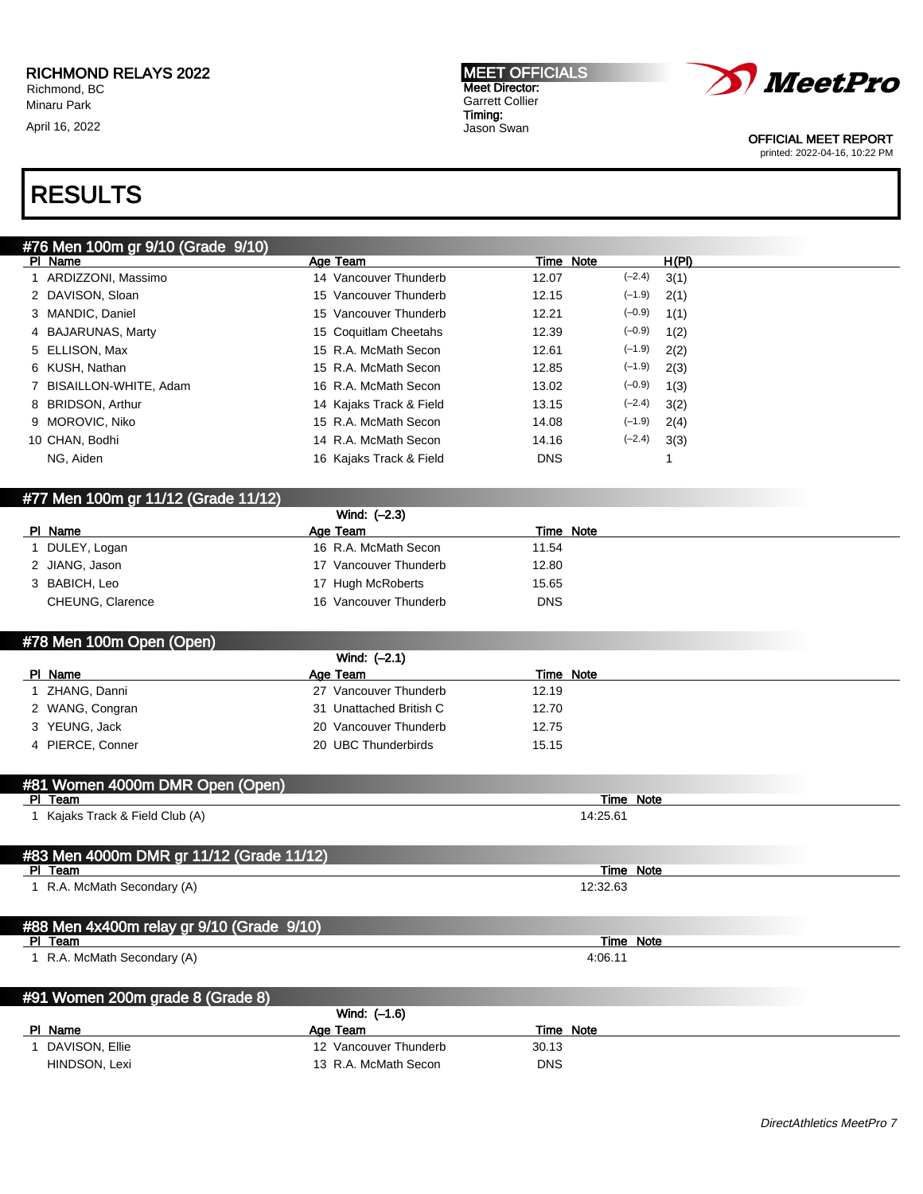# RESULTS

## #76 Men 100m gr 9/10 (Grade 9/10)

| Pl | Name | Age | Team | Time | Note | | H(Pl) |
|---|---|---|---|---|---|---|---|
| 1 | ARDIZZONI, Massimo | 14 | Vancouver Thunderb | 12.07 | | (–2.4) | 3(1) |
| 2 | DAVISON, Sloan | 15 | Vancouver Thunderb | 12.15 | | (–1.9) | 2(1) |
| 3 | MANDIC, Daniel | 15 | Vancouver Thunderb | 12.21 | | (–0.9) | 1(1) |
| 4 | BAJARUNAS, Marty | 15 | Coquitlam Cheetahs | 12.39 | | (–0.9) | 1(2) |
| 5 | ELLISON, Max | 15 | R.A. McMath Secon | 12.61 | | (–1.9) | 2(2) |
| 6 | KUSH, Nathan | 15 | R.A. McMath Secon | 12.85 | | (–1.9) | 2(3) |
| 7 | BISAILLON-WHITE, Adam | 16 | R.A. McMath Secon | 13.02 | | (–0.9) | 1(3) |
| 8 | BRIDSON, Arthur | 14 | Kajaks Track & Field | 13.15 | | (–2.4) | 3(2) |
| 9 | MOROVIC, Niko | 15 | R.A. McMath Secon | 14.08 | | (–1.9) | 2(4) |
| 10 | CHAN, Bodhi | 14 | R.A. McMath Secon | 14.16 | | (–2.4) | 3(3) |
| | NG, Aiden | 16 | Kajaks Track & Field | DNS | | | 1 |

## #77 Men 100m gr 11/12 (Grade 11/12)

Wind: (–2.3)

| Pl | Name | Age | Team | Time | Note |
|---|---|---|---|---|---|
| 1 | DULEY, Logan | 16 | R.A. McMath Secon | 11.54 | |
| 2 | JIANG, Jason | 17 | Vancouver Thunderb | 12.80 | |
| 3 | BABICH, Leo | 17 | Hugh McRoberts | 15.65 | |
| | CHEUNG, Clarence | 16 | Vancouver Thunderb | DNS | |

## #78 Men 100m Open (Open)

Wind: (–2.1)

| Pl | Name | Age | Team | Time | Note |
|---|---|---|---|---|---|
| 1 | ZHANG, Danni | 27 | Vancouver Thunderb | 12.19 | |
| 2 | WANG, Congran | 31 | Unattached British C | 12.70 | |
| 3 | YEUNG, Jack | 20 | Vancouver Thunderb | 12.75 | |
| 4 | PIERCE, Conner | 20 | UBC Thunderbirds | 15.15 | |

## #81 Women 4000m DMR Open (Open)

| Pl | Team | Time | Note |
|---|---|---|---|
| 1 | Kajaks Track & Field Club (A) | 14:25.61 | |

## #83 Men 4000m DMR gr 11/12 (Grade 11/12)

| Pl | Team | Time | Note |
|---|---|---|---|
| 1 | R.A. McMath Secondary (A) | 12:32.63 | |

## #88 Men 4x400m relay gr 9/10 (Grade 9/10)

| Pl | Team | Time | Note |
|---|---|---|---|
| 1 | R.A. McMath Secondary (A) | 4:06.11 | |

## #91 Women 200m grade 8 (Grade 8)

Wind: (–1.6)

| Pl | Name | Age | Team | Time | Note |
|---|---|---|---|---|---|
| 1 | DAVISON, Ellie | 12 | Vancouver Thunderb | 30.13 | |
| | HINDSON, Lexi | 13 | R.A. McMath Secon | DNS | |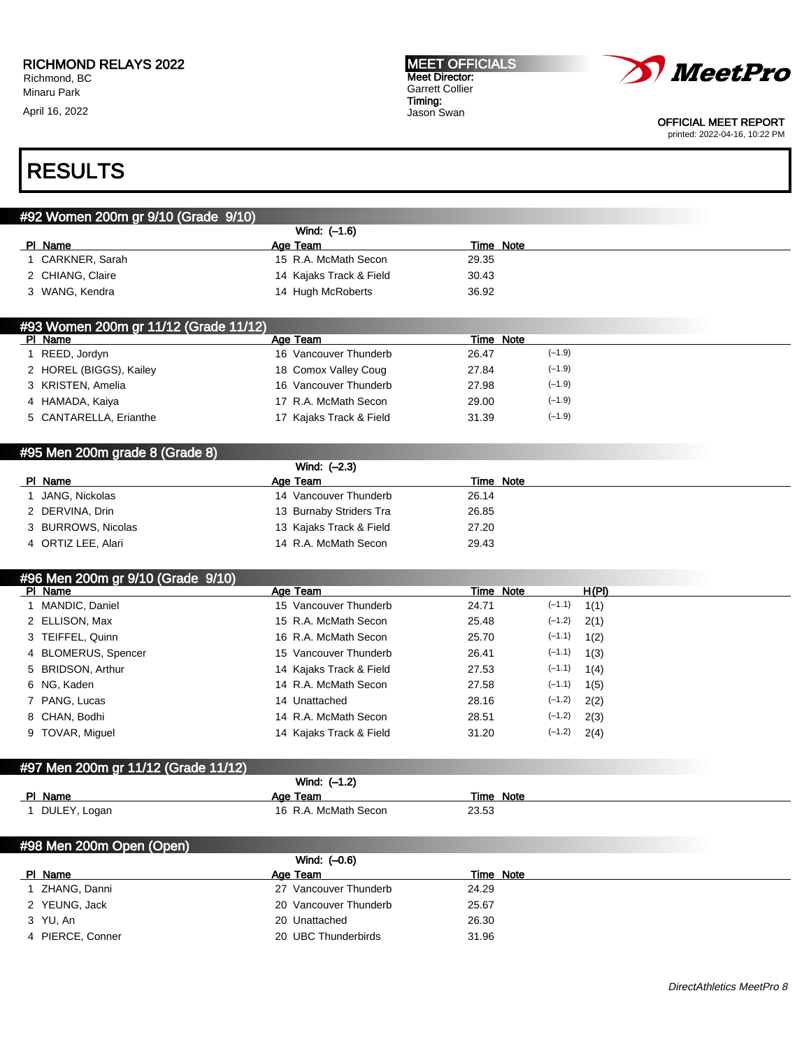RICHMOND RELAYS 2022
Richmond, BC
Minaru Park
April 16, 2022

MEET OFFICIALS
Meet Director:
Garrett Collier
Timing:
Jason Swan

OFFICIAL MEET REPORT
printed: 2022-04-16, 10:22 PM

# RESULTS

## #92 Women 200m gr 9/10 (Grade 9/10)

Wind: (–1.6)

| Pl | Name | Age | Team | Time | Note |
|---|---|---|---|---|---|
| 1 | CARKNER, Sarah | 15 | R.A. McMath Secon | 29.35 | |
| 2 | CHIANG, Claire | 14 | Kajaks Track & Field | 30.43 | |
| 3 | WANG, Kendra | 14 | Hugh McRoberts | 36.92 | |

## #93 Women 200m gr 11/12 (Grade 11/12)

| Pl | Name | Age | Team | Time | Note |
|---|---|---|---|---|---|
| 1 | REED, Jordyn | 16 | Vancouver Thunderb | 26.47 | (–1.9) |
| 2 | HOREL (BIGGS), Kailey | 18 | Comox Valley Coug | 27.84 | (–1.9) |
| 3 | KRISTEN, Amelia | 16 | Vancouver Thunderb | 27.98 | (–1.9) |
| 4 | HAMADA, Kaiya | 17 | R.A. McMath Secon | 29.00 | (–1.9) |
| 5 | CANTARELLA, Erianthe | 17 | Kajaks Track & Field | 31.39 | (–1.9) |

## #95 Men 200m grade 8 (Grade 8)

Wind: (–2.3)

| Pl | Name | Age | Team | Time | Note |
|---|---|---|---|---|---|
| 1 | JANG, Nickolas | 14 | Vancouver Thunderb | 26.14 | |
| 2 | DERVINA, Drin | 13 | Burnaby Striders Tra | 26.85 | |
| 3 | BURROWS, Nicolas | 13 | Kajaks Track & Field | 27.20 | |
| 4 | ORTIZ LEE, Alari | 14 | R.A. McMath Secon | 29.43 | |

## #96 Men 200m gr 9/10 (Grade 9/10)

| Pl | Name | Age | Team | Time | Note | H(Pl) |
|---|---|---|---|---|---|---|
| 1 | MANDIC, Daniel | 15 | Vancouver Thunderb | 24.71 | (–1.1) | 1(1) |
| 2 | ELLISON, Max | 15 | R.A. McMath Secon | 25.48 | (–1.2) | 2(1) |
| 3 | TEIFFEL, Quinn | 16 | R.A. McMath Secon | 25.70 | (–1.1) | 1(2) |
| 4 | BLOMERUS, Spencer | 15 | Vancouver Thunderb | 26.41 | (–1.1) | 1(3) |
| 5 | BRIDSON, Arthur | 14 | Kajaks Track & Field | 27.53 | (–1.1) | 1(4) |
| 6 | NG, Kaden | 14 | R.A. McMath Secon | 27.58 | (–1.1) | 1(5) |
| 7 | PANG, Lucas | 14 | Unattached | 28.16 | (–1.2) | 2(2) |
| 8 | CHAN, Bodhi | 14 | R.A. McMath Secon | 28.51 | (–1.2) | 2(3) |
| 9 | TOVAR, Miguel | 14 | Kajaks Track & Field | 31.20 | (–1.2) | 2(4) |

## #97 Men 200m gr 11/12 (Grade 11/12)

Wind: (–1.2)

| Pl | Name | Age | Team | Time | Note |
|---|---|---|---|---|---|
| 1 | DULEY, Logan | 16 | R.A. McMath Secon | 23.53 | |

## #98 Men 200m Open (Open)

Wind: (–0.6)

| Pl | Name | Age | Team | Time | Note |
|---|---|---|---|---|---|
| 1 | ZHANG, Danni | 27 | Vancouver Thunderb | 24.29 | |
| 2 | YEUNG, Jack | 20 | Vancouver Thunderb | 25.67 | |
| 3 | YU, An | 20 | Unattached | 26.30 | |
| 4 | PIERCE, Conner | 20 | UBC Thunderbirds | 31.96 | |

*DirectAthletics MeetPro 8*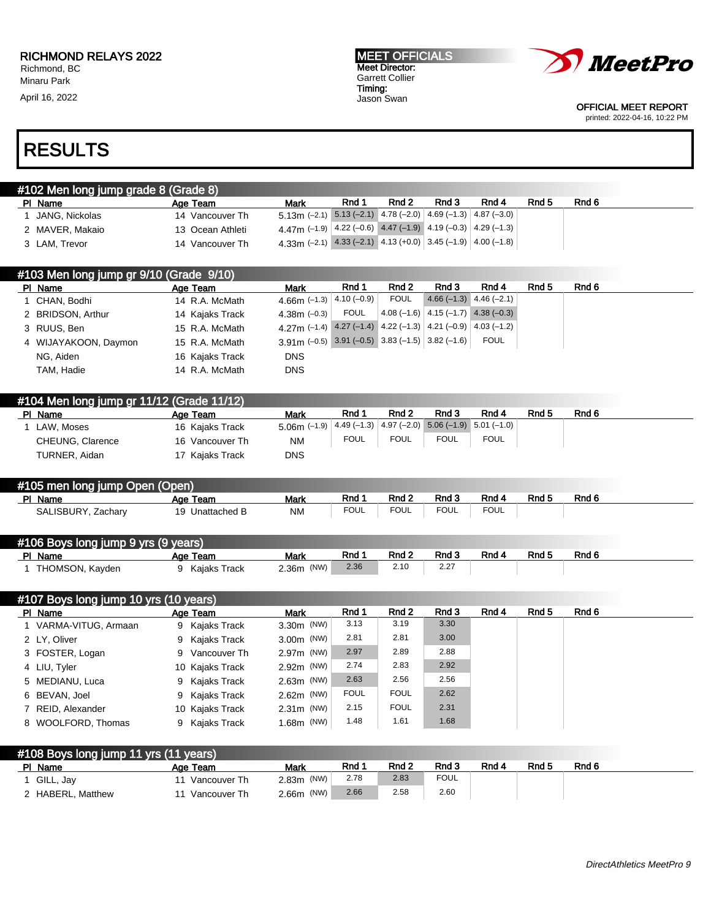RICHMOND RELAYS 2022
Richmond, BC
Minaru Park

April 16, 2022

**MEET OFFICIALS**
Meet Director:
Garrett Collier
Timing:
Jason Swan

OFFICIAL MEET REPORT
printed: 2022-04-16, 10:22 PM

# RESULTS

## #102 Men long jump grade 8 (Grade 8)

| Pl | Name | Age | Team | Mark | Rnd 1 | Rnd 2 | Rnd 3 | Rnd 4 | Rnd 5 | Rnd 6 |
|---|---|---|---|---|---|---|---|---|---|---|
| 1 | JANG, Nickolas | 14 | Vancouver Th | 5.13m (–2.1) | 5.13 (–2.1) | 4.78 (–2.0) | 4.69 (–1.3) | 4.87 (–3.0) | | |
| 2 | MAVER, Makaio | 13 | Ocean Athleti | 4.47m (–1.9) | 4.22 (–0.6) | 4.47 (–1.9) | 4.19 (–0.3) | 4.29 (–1.3) | | |
| 3 | LAM, Trevor | 14 | Vancouver Th | 4.33m (–2.1) | 4.33 (–2.1) | 4.13 (+0.0) | 3.45 (–1.9) | 4.00 (–1.8) | | |

## #103 Men long jump gr 9/10 (Grade 9/10)

| Pl | Name | Age | Team | Mark | Rnd 1 | Rnd 2 | Rnd 3 | Rnd 4 | Rnd 5 | Rnd 6 |
|---|---|---|---|---|---|---|---|---|---|---|
| 1 | CHAN, Bodhi | 14 | R.A. McMath | 4.66m (–1.3) | 4.10 (–0.9) | FOUL | 4.66 (–1.3) | 4.46 (–2.1) | | |
| 2 | BRIDSON, Arthur | 14 | Kajaks Track | 4.38m (–0.3) | FOUL | 4.08 (–1.6) | 4.15 (–1.7) | 4.38 (–0.3) | | |
| 3 | RUUS, Ben | 15 | R.A. McMath | 4.27m (–1.4) | 4.27 (–1.4) | 4.22 (–1.3) | 4.21 (–0.9) | 4.03 (–1.2) | | |
| 4 | WIJAYAKOON, Daymon | 15 | R.A. McMath | 3.91m (–0.5) | 3.91 (–0.5) | 3.83 (–1.5) | 3.82 (–1.6) | FOUL | | |
| | NG, Aiden | 16 | Kajaks Track | DNS | | | | | | |
| | TAM, Hadie | 14 | R.A. McMath | DNS | | | | | | |

## #104 Men long jump gr 11/12 (Grade 11/12)

| Pl | Name | Age | Team | Mark | Rnd 1 | Rnd 2 | Rnd 3 | Rnd 4 | Rnd 5 | Rnd 6 |
|---|---|---|---|---|---|---|---|---|---|---|
| 1 | LAW, Moses | 16 | Kajaks Track | 5.06m (–1.9) | 4.49 (–1.3) | 4.97 (–2.0) | 5.06 (–1.9) | 5.01 (–1.0) | | |
| | CHEUNG, Clarence | 16 | Vancouver Th | NM | FOUL | FOUL | FOUL | FOUL | | |
| | TURNER, Aidan | 17 | Kajaks Track | DNS | | | | | | |

## #105 men long jump Open (Open)

| Pl | Name | Age | Team | Mark | Rnd 1 | Rnd 2 | Rnd 3 | Rnd 4 | Rnd 5 | Rnd 6 |
|---|---|---|---|---|---|---|---|---|---|---|
| | SALISBURY, Zachary | 19 | Unattached B | NM | FOUL | FOUL | FOUL | FOUL | | |

## #106 Boys long jump 9 yrs (9 years)

| Pl | Name | Age | Team | Mark | Rnd 1 | Rnd 2 | Rnd 3 | Rnd 4 | Rnd 5 | Rnd 6 |
|---|---|---|---|---|---|---|---|---|---|---|
| 1 | THOMSON, Kayden | 9 | Kajaks Track | 2.36m (NW) | 2.36 | 2.10 | 2.27 | | | |

## #107 Boys long jump 10 yrs (10 years)

| Pl | Name | Age | Team | Mark | Rnd 1 | Rnd 2 | Rnd 3 | Rnd 4 | Rnd 5 | Rnd 6 |
|---|---|---|---|---|---|---|---|---|---|---|
| 1 | VARMA-VITUG, Armaan | 9 | Kajaks Track | 3.30m (NW) | 3.13 | 3.19 | 3.30 | | | |
| 2 | LY, Oliver | 9 | Kajaks Track | 3.00m (NW) | 2.81 | 2.81 | 3.00 | | | |
| 3 | FOSTER, Logan | 9 | Vancouver Th | 2.97m (NW) | 2.97 | 2.89 | 2.88 | | | |
| 4 | LIU, Tyler | 10 | Kajaks Track | 2.92m (NW) | 2.74 | 2.83 | 2.92 | | | |
| 5 | MEDIANU, Luca | 9 | Kajaks Track | 2.63m (NW) | 2.63 | 2.56 | 2.56 | | | |
| 6 | BEVAN, Joel | 9 | Kajaks Track | 2.62m (NW) | FOUL | FOUL | 2.62 | | | |
| 7 | REID, Alexander | 10 | Kajaks Track | 2.31m (NW) | 2.15 | FOUL | 2.31 | | | |
| 8 | WOOLFORD, Thomas | 9 | Kajaks Track | 1.68m (NW) | 1.48 | 1.61 | 1.68 | | | |

## #108 Boys long jump 11 yrs (11 years)

| Pl | Name | Age | Team | Mark | Rnd 1 | Rnd 2 | Rnd 3 | Rnd 4 | Rnd 5 | Rnd 6 |
|---|---|---|---|---|---|---|---|---|---|---|
| 1 | GILL, Jay | 11 | Vancouver Th | 2.83m (NW) | 2.78 | 2.83 | FOUL | | | |
| 2 | HABERL, Matthew | 11 | Vancouver Th | 2.66m (NW) | 2.66 | 2.58 | 2.60 | | | |

*DirectAthletics MeetPro 9*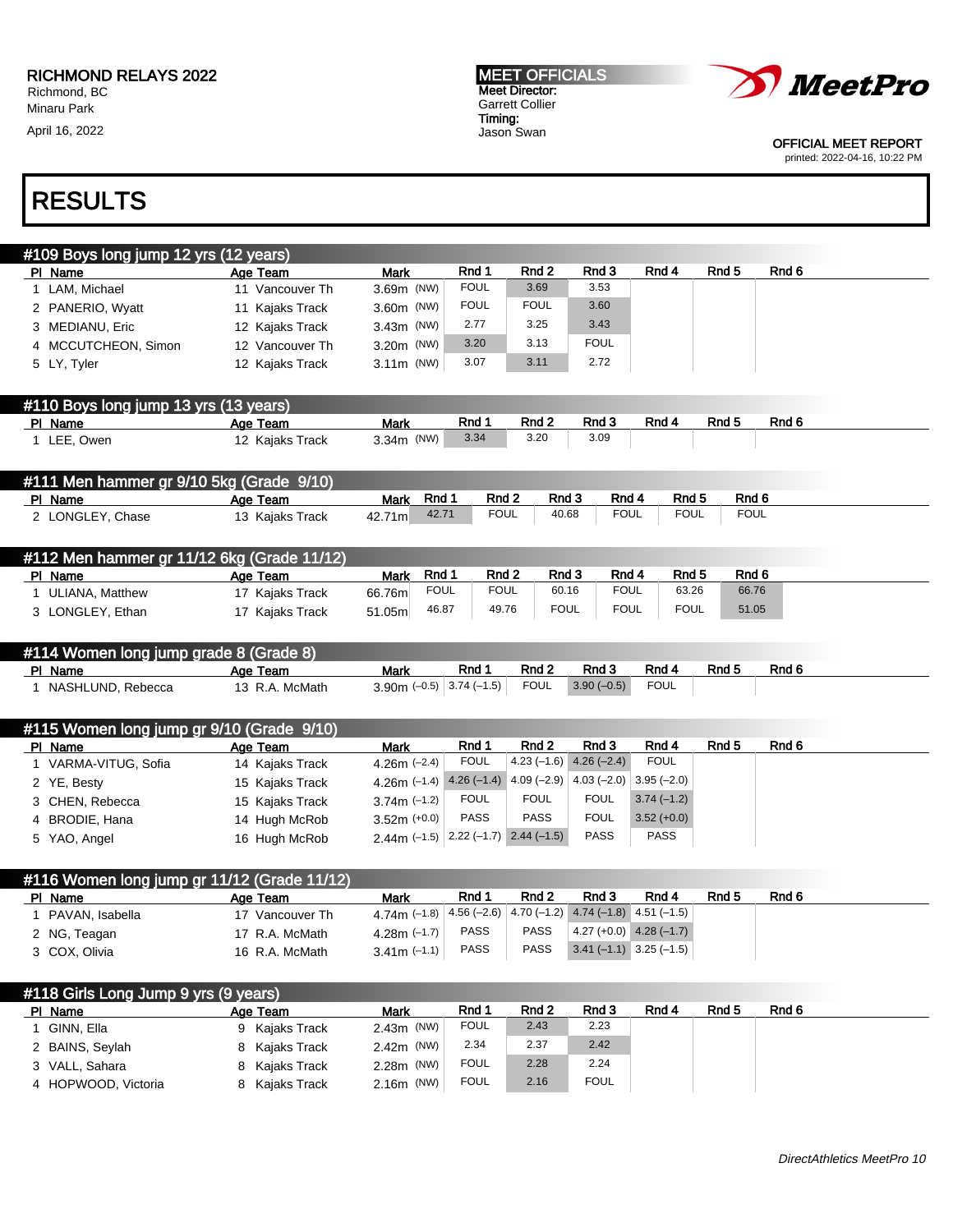RICHMOND RELAYS 2022
Richmond, BC
Minaru Park
April 16, 2022

MEET OFFICIALS
Meet Director:
Garrett Collier
Timing:
Jason Swan

OFFICIAL MEET REPORT
printed: 2022-04-16, 10:22 PM

# RESULTS

## #109 Boys long jump 12 yrs (12 years)

| Pl | Name | Age | Team | Mark | Rnd 1 | Rnd 2 | Rnd 3 | Rnd 4 | Rnd 5 | Rnd 6 |
|---|---|---|---|---|---|---|---|---|---|---|
| 1 | LAM, Michael | 11 | Vancouver Th | 3.69m (NW) | FOUL | 3.69 | 3.53 | | | |
| 2 | PANERIO, Wyatt | 11 | Kajaks Track | 3.60m (NW) | FOUL | FOUL | 3.60 | | | |
| 3 | MEDIANU, Eric | 12 | Kajaks Track | 3.43m (NW) | 2.77 | 3.25 | 3.43 | | | |
| 4 | MCCUTCHEON, Simon | 12 | Vancouver Th | 3.20m (NW) | 3.20 | 3.13 | FOUL | | | |
| 5 | LY, Tyler | 12 | Kajaks Track | 3.11m (NW) | 3.07 | 3.11 | 2.72 | | | |

## #110 Boys long jump 13 yrs (13 years)

| Pl | Name | Age | Team | Mark | Rnd 1 | Rnd 2 | Rnd 3 | Rnd 4 | Rnd 5 | Rnd 6 |
|---|---|---|---|---|---|---|---|---|---|---|
| 1 | LEE, Owen | 12 | Kajaks Track | 3.34m (NW) | 3.34 | 3.20 | 3.09 | | | |

## #111 Men hammer gr 9/10 5kg (Grade 9/10)

| Pl | Name | Age | Team | Mark | Rnd 1 | Rnd 2 | Rnd 3 | Rnd 4 | Rnd 5 | Rnd 6 |
|---|---|---|---|---|---|---|---|---|---|---|
| 2 | LONGLEY, Chase | 13 | Kajaks Track | 42.71m | 42.71 | FOUL | 40.68 | FOUL | FOUL | FOUL |

## #112 Men hammer gr 11/12 6kg (Grade 11/12)

| Pl | Name | Age | Team | Mark | Rnd 1 | Rnd 2 | Rnd 3 | Rnd 4 | Rnd 5 | Rnd 6 |
|---|---|---|---|---|---|---|---|---|---|---|
| 1 | ULIANA, Matthew | 17 | Kajaks Track | 66.76m | FOUL | FOUL | 60.16 | FOUL | 63.26 | 66.76 |
| 3 | LONGLEY, Ethan | 17 | Kajaks Track | 51.05m | 46.87 | 49.76 | FOUL | FOUL | FOUL | 51.05 |

## #114 Women long jump grade 8 (Grade 8)

| Pl | Name | Age | Team | Mark | Rnd 1 | Rnd 2 | Rnd 3 | Rnd 4 | Rnd 5 | Rnd 6 |
|---|---|---|---|---|---|---|---|---|---|---|
| 1 | NASHLUND, Rebecca | 13 | R.A. McMath | 3.90m (−0.5) | 3.74 (−1.5) | FOUL | 3.90 (−0.5) | FOUL | | |

## #115 Women long jump gr 9/10 (Grade 9/10)

| Pl | Name | Age | Team | Mark | Rnd 1 | Rnd 2 | Rnd 3 | Rnd 4 | Rnd 5 | Rnd 6 |
|---|---|---|---|---|---|---|---|---|---|---|
| 1 | VARMA-VITUG, Sofia | 14 | Kajaks Track | 4.26m (−2.4) | FOUL | 4.23 (−1.6) | 4.26 (−2.4) | FOUL | | |
| 2 | YE, Besty | 15 | Kajaks Track | 4.26m (−1.4) | 4.26 (−1.4) | 4.09 (−2.9) | 4.03 (−2.0) | 3.95 (−2.0) | | |
| 3 | CHEN, Rebecca | 15 | Kajaks Track | 3.74m (−1.2) | FOUL | FOUL | FOUL | 3.74 (−1.2) | | |
| 4 | BRODIE, Hana | 14 | Hugh McRob | 3.52m (+0.0) | PASS | PASS | FOUL | 3.52 (+0.0) | | |
| 5 | YAO, Angel | 16 | Hugh McRob | 2.44m (−1.5) | 2.22 (−1.7) | 2.44 (−1.5) | PASS | PASS | | |

## #116 Women long jump gr 11/12 (Grade 11/12)

| Pl | Name | Age | Team | Mark | Rnd 1 | Rnd 2 | Rnd 3 | Rnd 4 | Rnd 5 | Rnd 6 |
|---|---|---|---|---|---|---|---|---|---|---|
| 1 | PAVAN, Isabella | 17 | Vancouver Th | 4.74m (−1.8) | 4.56 (−2.6) | 4.70 (−1.2) | 4.74 (−1.8) | 4.51 (−1.5) | | |
| 2 | NG, Teagan | 17 | R.A. McMath | 4.28m (−1.7) | PASS | PASS | 4.27 (+0.0) | 4.28 (−1.7) | | |
| 3 | COX, Olivia | 16 | R.A. McMath | 3.41m (−1.1) | PASS | PASS | 3.41 (−1.1) | 3.25 (−1.5) | | |

## #118 Girls Long Jump 9 yrs (9 years)

| Pl | Name | Age | Team | Mark | Rnd 1 | Rnd 2 | Rnd 3 | Rnd 4 | Rnd 5 | Rnd 6 |
|---|---|---|---|---|---|---|---|---|---|---|
| 1 | GINN, Ella | 9 | Kajaks Track | 2.43m (NW) | FOUL | 2.43 | 2.23 | | | |
| 2 | BAINS, Seylah | 8 | Kajaks Track | 2.42m (NW) | 2.34 | 2.37 | 2.42 | | | |
| 3 | VALL, Sahara | 8 | Kajaks Track | 2.28m (NW) | FOUL | 2.28 | 2.24 | | | |
| 4 | HOPWOOD, Victoria | 8 | Kajaks Track | 2.16m (NW) | FOUL | 2.16 | FOUL | | | |

*DirectAthletics MeetPro 10*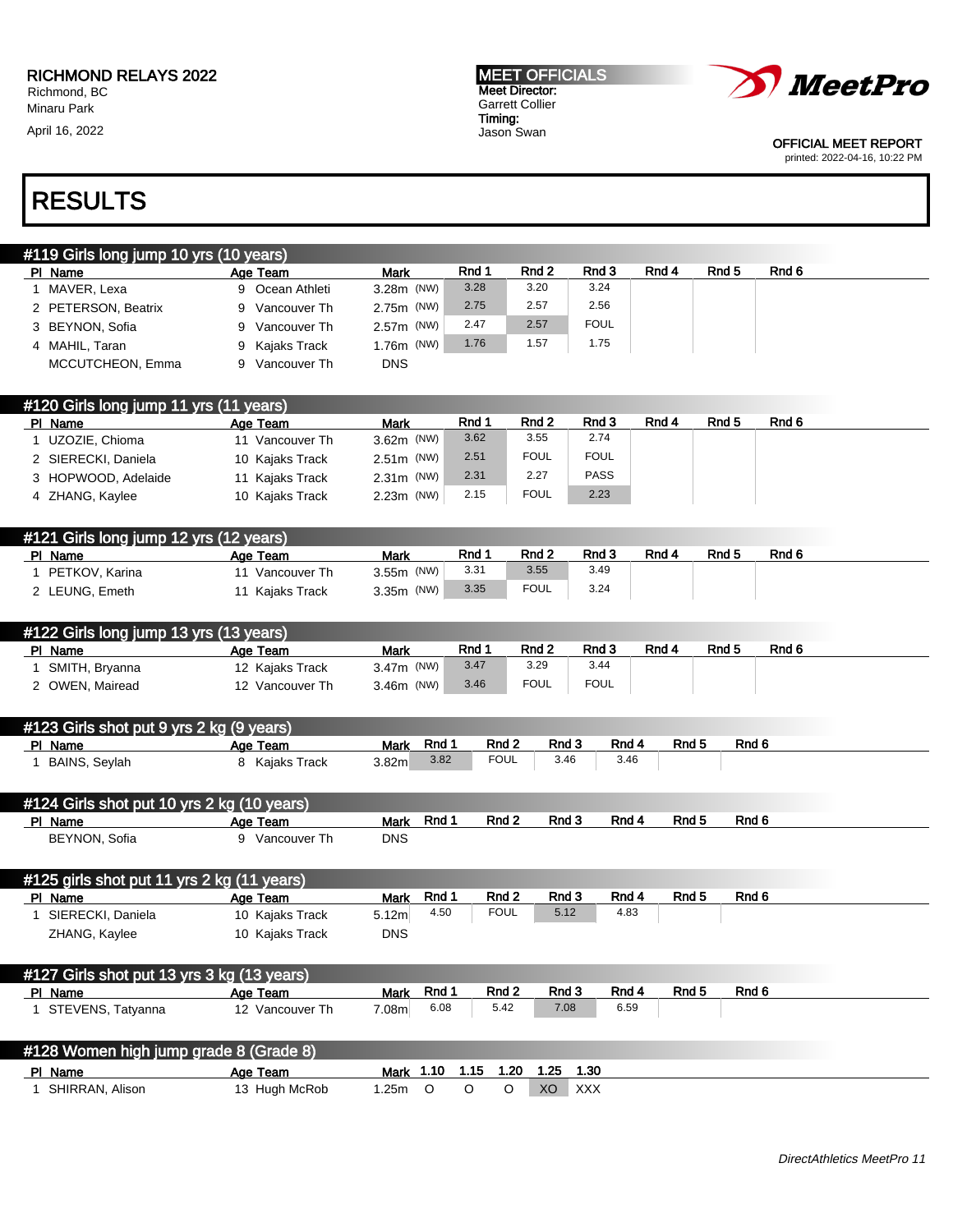RICHMOND RELAYS 2022
Richmond, BC
Minaru Park

April 16, 2022

MEET OFFICIALS
Meet Director:
Garrett Collier
Timing:
Jason Swan

OFFICIAL MEET REPORT
printed: 2022-04-16, 10:22 PM

# RESULTS

## #119 Girls long jump 10 yrs (10 years)

| Pl | Name | Age | Team | Mark | Rnd 1 | Rnd 2 | Rnd 3 | Rnd 4 | Rnd 5 | Rnd 6 |
|---|---|---|---|---|---|---|---|---|---|---|
| 1 | MAVER, Lexa | 9 | Ocean Athleti | 3.28m (NW) | 3.28 | 3.20 | 3.24 | | | |
| 2 | PETERSON, Beatrix | 9 | Vancouver Th | 2.75m (NW) | 2.75 | 2.57 | 2.56 | | | |
| 3 | BEYNON, Sofia | 9 | Vancouver Th | 2.57m (NW) | 2.47 | 2.57 | FOUL | | | |
| 4 | MAHIL, Taran | 9 | Kajaks Track | 1.76m (NW) | 1.76 | 1.57 | 1.75 | | | |
| | MCCUTCHEON, Emma | 9 | Vancouver Th | DNS | | | | | | |

## #120 Girls long jump 11 yrs (11 years)

| Pl | Name | Age | Team | Mark | Rnd 1 | Rnd 2 | Rnd 3 | Rnd 4 | Rnd 5 | Rnd 6 |
|---|---|---|---|---|---|---|---|---|---|---|
| 1 | UZOZIE, Chioma | 11 | Vancouver Th | 3.62m (NW) | 3.62 | 3.55 | 2.74 | | | |
| 2 | SIERECKI, Daniela | 10 | Kajaks Track | 2.51m (NW) | 2.51 | FOUL | FOUL | | | |
| 3 | HOPWOOD, Adelaide | 11 | Kajaks Track | 2.31m (NW) | 2.31 | 2.27 | PASS | | | |
| 4 | ZHANG, Kaylee | 10 | Kajaks Track | 2.23m (NW) | 2.15 | FOUL | 2.23 | | | |

## #121 Girls long jump 12 yrs (12 years)

| Pl | Name | Age | Team | Mark | Rnd 1 | Rnd 2 | Rnd 3 | Rnd 4 | Rnd 5 | Rnd 6 |
|---|---|---|---|---|---|---|---|---|---|---|
| 1 | PETKOV, Karina | 11 | Vancouver Th | 3.55m (NW) | 3.31 | 3.55 | 3.49 | | | |
| 2 | LEUNG, Emeth | 11 | Kajaks Track | 3.35m (NW) | 3.35 | FOUL | 3.24 | | | |

## #122 Girls long jump 13 yrs (13 years)

| Pl | Name | Age | Team | Mark | Rnd 1 | Rnd 2 | Rnd 3 | Rnd 4 | Rnd 5 | Rnd 6 |
|---|---|---|---|---|---|---|---|---|---|---|
| 1 | SMITH, Bryanna | 12 | Kajaks Track | 3.47m (NW) | 3.47 | 3.29 | 3.44 | | | |
| 2 | OWEN, Mairead | 12 | Vancouver Th | 3.46m (NW) | 3.46 | FOUL | FOUL | | | |

## #123 Girls shot put 9 yrs 2 kg (9 years)

| Pl | Name | Age | Team | Mark | Rnd 1 | Rnd 2 | Rnd 3 | Rnd 4 | Rnd 5 | Rnd 6 |
|---|---|---|---|---|---|---|---|---|---|---|
| 1 | BAINS, Seylah | 8 | Kajaks Track | 3.82m | 3.82 | FOUL | 3.46 | 3.46 | | |

## #124 Girls shot put 10 yrs 2 kg (10 years)

| Pl | Name | Age | Team | Mark | Rnd 1 | Rnd 2 | Rnd 3 | Rnd 4 | Rnd 5 | Rnd 6 |
|---|---|---|---|---|---|---|---|---|---|---|
| | BEYNON, Sofia | 9 | Vancouver Th | DNS | | | | | | |

## #125 girls shot put 11 yrs 2 kg (11 years)

| Pl | Name | Age | Team | Mark | Rnd 1 | Rnd 2 | Rnd 3 | Rnd 4 | Rnd 5 | Rnd 6 |
|---|---|---|---|---|---|---|---|---|---|---|
| 1 | SIERECKI, Daniela | 10 | Kajaks Track | 5.12m | 4.50 | FOUL | 5.12 | 4.83 | | |
| | ZHANG, Kaylee | 10 | Kajaks Track | DNS | | | | | | |

## #127 Girls shot put 13 yrs 3 kg (13 years)

| Pl | Name | Age | Team | Mark | Rnd 1 | Rnd 2 | Rnd 3 | Rnd 4 | Rnd 5 | Rnd 6 |
|---|---|---|---|---|---|---|---|---|---|---|
| 1 | STEVENS, Tatyanna | 12 | Vancouver Th | 7.08m | 6.08 | 5.42 | 7.08 | 6.59 | | |

## #128 Women high jump grade 8 (Grade 8)

| Pl | Name | Age | Team | Mark | 1.10 | 1.15 | 1.20 | 1.25 | 1.30 |
|---|---|---|---|---|---|---|---|---|---|
| 1 | SHIRRAN, Alison | 13 | Hugh McRob | 1.25m | O | O | O | XO | XXX |

DirectAthletics MeetPro 11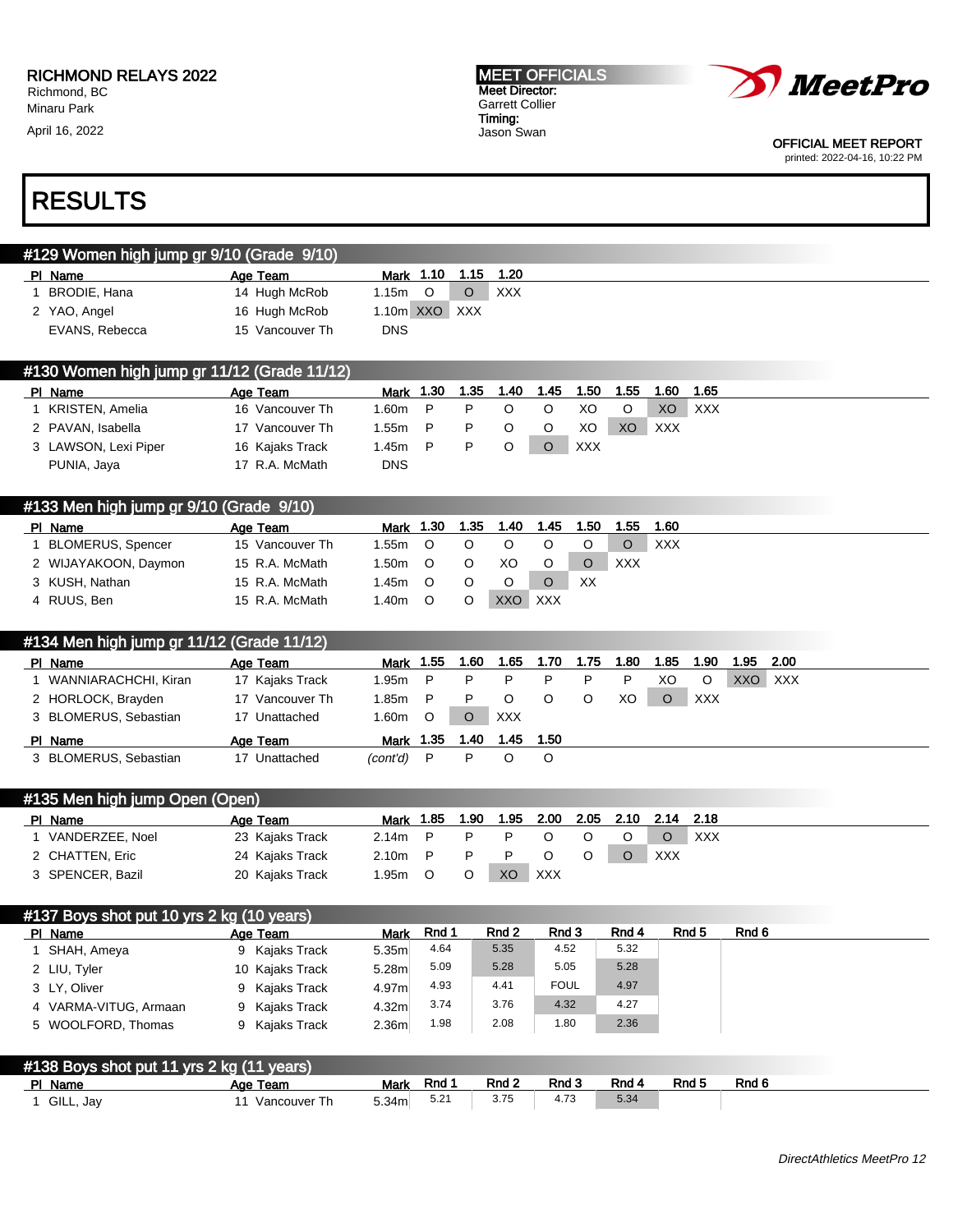RICHMOND RELAYS 2022
Richmond, BC
Minaru Park
April 16, 2022

MEET OFFICIALS
Meet Director:
Garrett Collier
Timing:
Jason Swan

OFFICIAL MEET REPORT
printed: 2022-04-16, 10:22 PM

# RESULTS

## #129 Women high jump gr 9/10 (Grade 9/10)

| Pl | Name | Age | Team | Mark | 1.10 | 1.15 | 1.20 |
|---|---|---|---|---|---|---|---|
| 1 | BRODIE, Hana | 14 | Hugh McRob | 1.15m | O | O | XXX |
| 2 | YAO, Angel | 16 | Hugh McRob | 1.10m | XXO | XXX | |
| | EVANS, Rebecca | 15 | Vancouver Th | DNS | | | |

## #130 Women high jump gr 11/12 (Grade 11/12)

| Pl | Name | Age | Team | Mark | 1.30 | 1.35 | 1.40 | 1.45 | 1.50 | 1.55 | 1.60 | 1.65 |
|---|---|---|---|---|---|---|---|---|---|---|---|---|
| 1 | KRISTEN, Amelia | 16 | Vancouver Th | 1.60m | P | P | O | O | XO | O | XO | XXX |
| 2 | PAVAN, Isabella | 17 | Vancouver Th | 1.55m | P | P | O | O | XO | XO | XXX | |
| 3 | LAWSON, Lexi Piper | 16 | Kajaks Track | 1.45m | P | P | O | O | XXX | | | |
| | PUNIA, Jaya | 17 | R.A. McMath | DNS | | | | | | | | |

## #133 Men high jump gr 9/10 (Grade 9/10)

| Pl | Name | Age | Team | Mark | 1.30 | 1.35 | 1.40 | 1.45 | 1.50 | 1.55 | 1.60 |
|---|---|---|---|---|---|---|---|---|---|---|---|
| 1 | BLOMERUS, Spencer | 15 | Vancouver Th | 1.55m | O | O | O | O | O | O | XXX |
| 2 | WIJAYAKOON, Daymon | 15 | R.A. McMath | 1.50m | O | O | XO | O | O | XXX | |
| 3 | KUSH, Nathan | 15 | R.A. McMath | 1.45m | O | O | O | O | XX | | |
| 4 | RUUS, Ben | 15 | R.A. McMath | 1.40m | O | O | XXO | XXX | | | |

## #134 Men high jump gr 11/12 (Grade 11/12)

| Pl | Name | Age | Team | Mark | 1.55 | 1.60 | 1.65 | 1.70 | 1.75 | 1.80 | 1.85 | 1.90 | 1.95 | 2.00 |
|---|---|---|---|---|---|---|---|---|---|---|---|---|---|---|
| 1 | WANNIARACHCHI, Kiran | 17 | Kajaks Track | 1.95m | P | P | P | P | P | P | XO | O | XXO | XXX |
| 2 | HORLOCK, Brayden | 17 | Vancouver Th | 1.85m | P | P | O | O | O | XO | O | XXX | | |
| 3 | BLOMERUS, Sebastian | 17 | Unattached | 1.60m | O | O | XXX | | | | | | | |

| Pl | Name | Age | Team | Mark | 1.35 | 1.40 | 1.45 | 1.50 |
|---|---|---|---|---|---|---|---|---|
| 3 | BLOMERUS, Sebastian | 17 | Unattached | *(cont'd)* | P | P | O | O |

## #135 Men high jump Open (Open)

| Pl | Name | Age | Team | Mark | 1.85 | 1.90 | 1.95 | 2.00 | 2.05 | 2.10 | 2.14 | 2.18 |
|---|---|---|---|---|---|---|---|---|---|---|---|---|
| 1 | VANDERZEE, Noel | 23 | Kajaks Track | 2.14m | P | P | P | O | O | O | O | XXX |
| 2 | CHATTEN, Eric | 24 | Kajaks Track | 2.10m | P | P | P | O | O | O | XXX | |
| 3 | SPENCER, Bazil | 20 | Kajaks Track | 1.95m | O | O | XO | XXX | | | | |

## #137 Boys shot put 10 yrs 2 kg (10 years)

| Pl | Name | Age | Team | Mark | Rnd 1 | Rnd 2 | Rnd 3 | Rnd 4 | Rnd 5 | Rnd 6 |
|---|---|---|---|---|---|---|---|---|---|---|
| 1 | SHAH, Ameya | 9 | Kajaks Track | 5.35m | 4.64 | 5.35 | 4.52 | 5.32 | | |
| 2 | LIU, Tyler | 10 | Kajaks Track | 5.28m | 5.09 | 5.28 | 5.05 | 5.28 | | |
| 3 | LY, Oliver | 9 | Kajaks Track | 4.97m | 4.93 | 4.41 | FOUL | 4.97 | | |
| 4 | VARMA-VITUG, Armaan | 9 | Kajaks Track | 4.32m | 3.74 | 3.76 | 4.32 | 4.27 | | |
| 5 | WOOLFORD, Thomas | 9 | Kajaks Track | 2.36m | 1.98 | 2.08 | 1.80 | 2.36 | | |

## #138 Boys shot put 11 yrs 2 kg (11 years)

| Pl | Name | Age | Team | Mark | Rnd 1 | Rnd 2 | Rnd 3 | Rnd 4 | Rnd 5 | Rnd 6 |
|---|---|---|---|---|---|---|---|---|---|---|
| 1 | GILL, Jay | 11 | Vancouver Th | 5.34m | 5.21 | 3.75 | 4.73 | 5.34 | | |

*DirectAthletics MeetPro 12*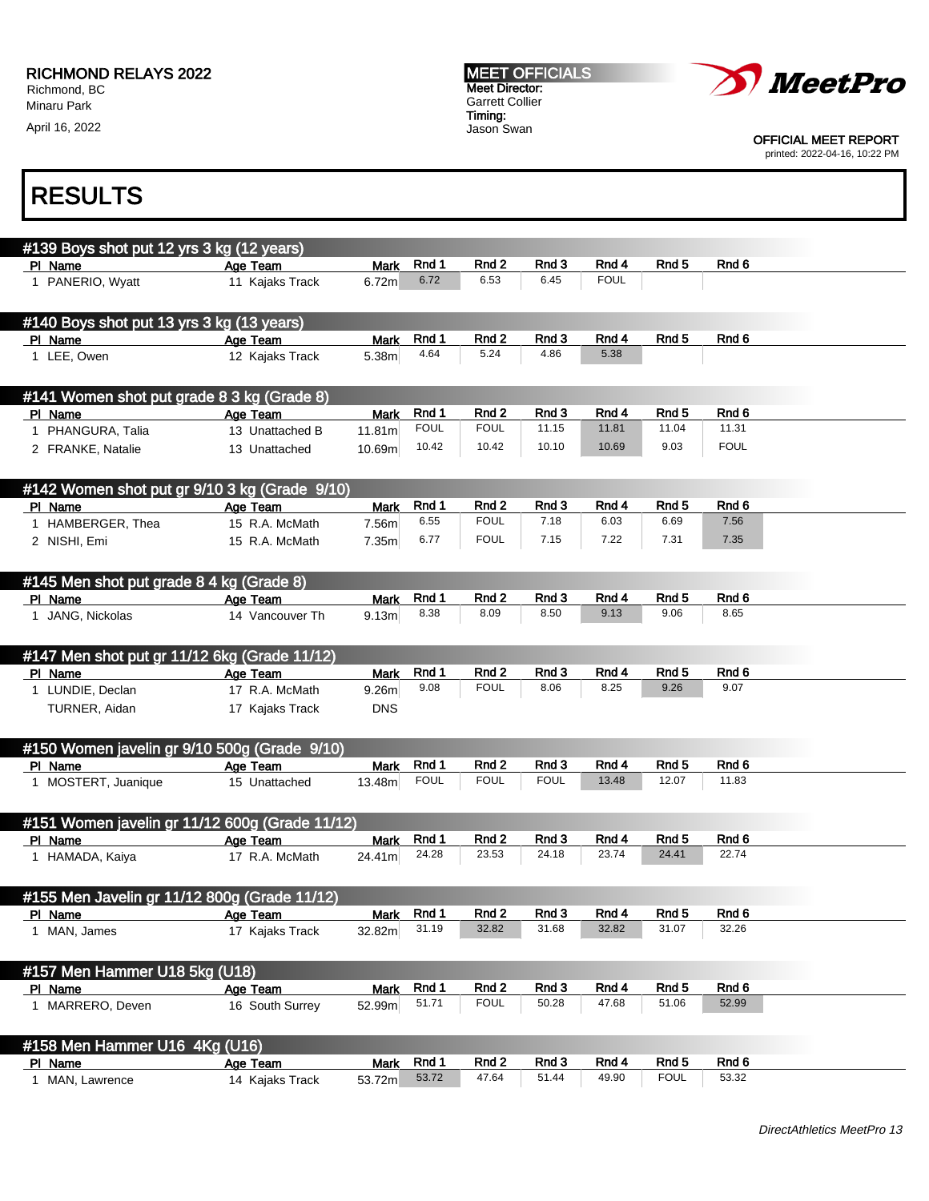RICHMOND RELAYS 2022
Richmond, BC
Minaru Park
April 16, 2022

MEET OFFICIALS
Meet Director:
Garrett Collier
Timing:
Jason Swan

OFFICIAL MEET REPORT
printed: 2022-04-16, 10:22 PM

# RESULTS

## #139 Boys shot put 12 yrs 3 kg (12 years)

| Pl | Name | Age | Team | Mark | Rnd 1 | Rnd 2 | Rnd 3 | Rnd 4 | Rnd 5 | Rnd 6 |
|---|---|---|---|---|---|---|---|---|---|---|
| 1 | PANERIO, Wyatt | 11 | Kajaks Track | 6.72m | 6.72 | 6.53 | 6.45 | FOUL | | |

## #140 Boys shot put 13 yrs 3 kg (13 years)

| Pl | Name | Age | Team | Mark | Rnd 1 | Rnd 2 | Rnd 3 | Rnd 4 | Rnd 5 | Rnd 6 |
|---|---|---|---|---|---|---|---|---|---|---|
| 1 | LEE, Owen | 12 | Kajaks Track | 5.38m | 4.64 | 5.24 | 4.86 | 5.38 | | |

## #141 Women shot put grade 8 3 kg (Grade 8)

| Pl | Name | Age | Team | Mark | Rnd 1 | Rnd 2 | Rnd 3 | Rnd 4 | Rnd 5 | Rnd 6 |
|---|---|---|---|---|---|---|---|---|---|---|
| 1 | PHANGURA, Talia | 13 | Unattached B | 11.81m | FOUL | FOUL | 11.15 | 11.81 | 11.04 | 11.31 |
| 2 | FRANKE, Natalie | 13 | Unattached | 10.69m | 10.42 | 10.42 | 10.10 | 10.69 | 9.03 | FOUL |

## #142 Women shot put gr 9/10 3 kg (Grade 9/10)

| Pl | Name | Age | Team | Mark | Rnd 1 | Rnd 2 | Rnd 3 | Rnd 4 | Rnd 5 | Rnd 6 |
|---|---|---|---|---|---|---|---|---|---|---|
| 1 | HAMBERGER, Thea | 15 | R.A. McMath | 7.56m | 6.55 | FOUL | 7.18 | 6.03 | 6.69 | 7.56 |
| 2 | NISHI, Emi | 15 | R.A. McMath | 7.35m | 6.77 | FOUL | 7.15 | 7.22 | 7.31 | 7.35 |

## #145 Men shot put grade 8 4 kg (Grade 8)

| Pl | Name | Age | Team | Mark | Rnd 1 | Rnd 2 | Rnd 3 | Rnd 4 | Rnd 5 | Rnd 6 |
|---|---|---|---|---|---|---|---|---|---|---|
| 1 | JANG, Nickolas | 14 | Vancouver Th | 9.13m | 8.38 | 8.09 | 8.50 | 9.13 | 9.06 | 8.65 |

## #147 Men shot put gr 11/12 6kg (Grade 11/12)

| Pl | Name | Age | Team | Mark | Rnd 1 | Rnd 2 | Rnd 3 | Rnd 4 | Rnd 5 | Rnd 6 |
|---|---|---|---|---|---|---|---|---|---|---|
| 1 | LUNDIE, Declan | 17 | R.A. McMath | 9.26m | 9.08 | FOUL | 8.06 | 8.25 | 9.26 | 9.07 |
| | TURNER, Aidan | 17 | Kajaks Track | DNS | | | | | | |

## #150 Women javelin gr 9/10 500g (Grade 9/10)

| Pl | Name | Age | Team | Mark | Rnd 1 | Rnd 2 | Rnd 3 | Rnd 4 | Rnd 5 | Rnd 6 |
|---|---|---|---|---|---|---|---|---|---|---|
| 1 | MOSTERT, Juanique | 15 | Unattached | 13.48m | FOUL | FOUL | FOUL | 13.48 | 12.07 | 11.83 |

## #151 Women javelin gr 11/12 600g (Grade 11/12)

| Pl | Name | Age | Team | Mark | Rnd 1 | Rnd 2 | Rnd 3 | Rnd 4 | Rnd 5 | Rnd 6 |
|---|---|---|---|---|---|---|---|---|---|---|
| 1 | HAMADA, Kaiya | 17 | R.A. McMath | 24.41m | 24.28 | 23.53 | 24.18 | 23.74 | 24.41 | 22.74 |

## #155 Men Javelin gr 11/12 800g (Grade 11/12)

| Pl | Name | Age | Team | Mark | Rnd 1 | Rnd 2 | Rnd 3 | Rnd 4 | Rnd 5 | Rnd 6 |
|---|---|---|---|---|---|---|---|---|---|---|
| 1 | MAN, James | 17 | Kajaks Track | 32.82m | 31.19 | 32.82 | 31.68 | 32.82 | 31.07 | 32.26 |

## #157 Men Hammer U18 5kg (U18)

| Pl | Name | Age | Team | Mark | Rnd 1 | Rnd 2 | Rnd 3 | Rnd 4 | Rnd 5 | Rnd 6 |
|---|---|---|---|---|---|---|---|---|---|---|
| 1 | MARRERO, Deven | 16 | South Surrey | 52.99m | 51.71 | FOUL | 50.28 | 47.68 | 51.06 | 52.99 |

## #158 Men Hammer U16 4Kg (U16)

| Pl | Name | Age | Team | Mark | Rnd 1 | Rnd 2 | Rnd 3 | Rnd 4 | Rnd 5 | Rnd 6 |
|---|---|---|---|---|---|---|---|---|---|---|
| 1 | MAN, Lawrence | 14 | Kajaks Track | 53.72m | 53.72 | 47.64 | 51.44 | 49.90 | FOUL | 53.32 |

*DirectAthletics MeetPro*